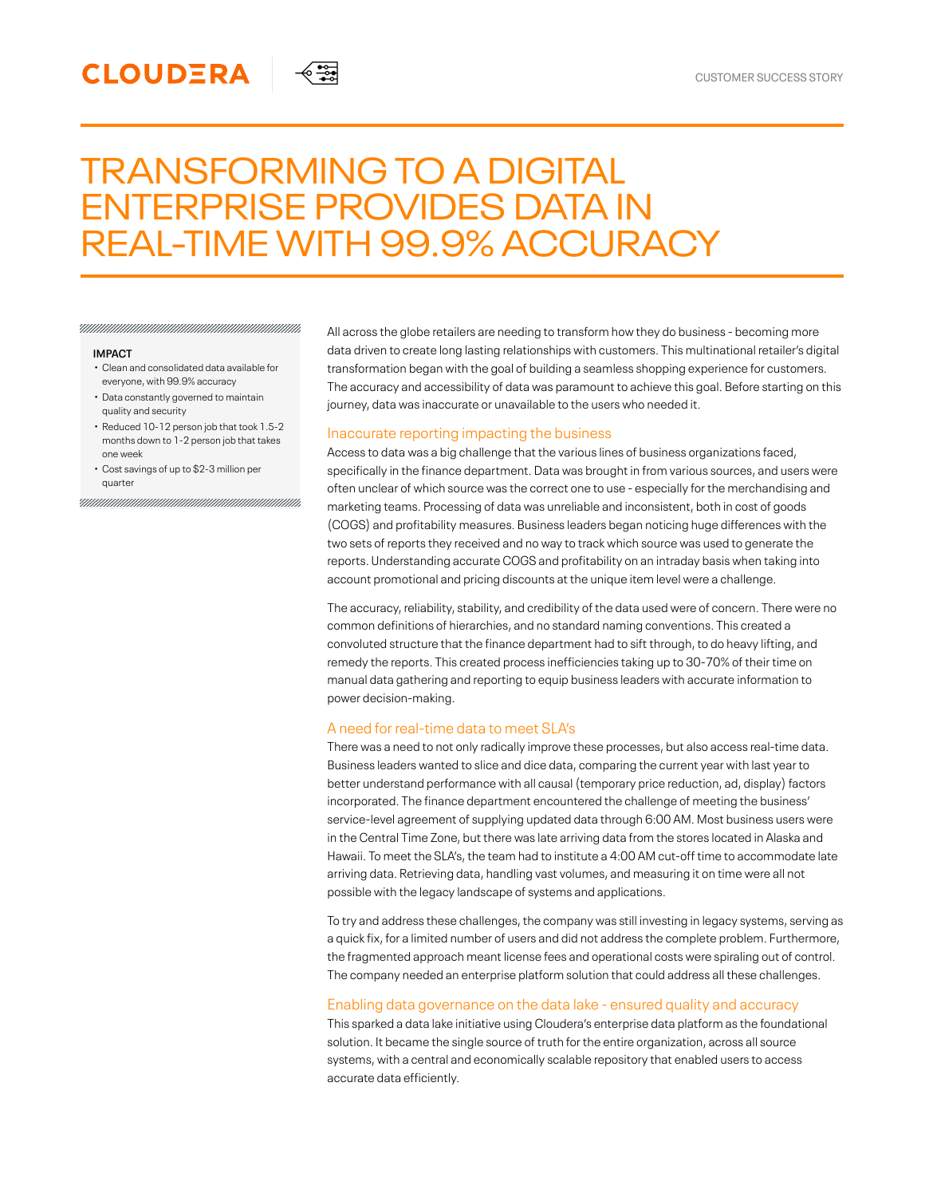CLOUDERA

CUSTOMER SUCCESS STORY

# TRANSFORMING TO A DIGITAL ENTERPRISE PROVIDES DATA IN REAL-TIME WITH 99.9% ACCURACY

**IMPACT**

- Clean and consolidated data available for everyone, with 99.9% accuracy
- Data constantly governed to maintain quality and security
- Reduced 10-12 person job that took 1.5-2 months down to 1-2 person job that takes one week
- Cost savings of up to $2-3 million per quarter

All across the globe retailers are needing to transform how they do business - becoming more data driven to create long lasting relationships with customers. This multinational retailer's digital transformation began with the goal of building a seamless shopping experience for customers. The accuracy and accessibility of data was paramount to achieve this goal. Before starting on this journey, data was inaccurate or unavailable to the users who needed it.

## Inaccurate reporting impacting the business

Access to data was a big challenge that the various lines of business organizations faced, specifically in the finance department. Data was brought in from various sources, and users were often unclear of which source was the correct one to use - especially for the merchandising and marketing teams. Processing of data was unreliable and inconsistent, both in cost of goods (COGS) and profitability measures. Business leaders began noticing huge differences with the two sets of reports they received and no way to track which source was used to generate the reports. Understanding accurate COGS and profitability on an intraday basis when taking into account promotional and pricing discounts at the unique item level were a challenge.

The accuracy, reliability, stability, and credibility of the data used were of concern. There were no common definitions of hierarchies, and no standard naming conventions. This created a convoluted structure that the finance department had to sift through, to do heavy lifting, and remedy the reports. This created process inefficiencies taking up to 30-70% of their time on manual data gathering and reporting to equip business leaders with accurate information to power decision-making.

## A need for real-time data to meet SLA's

There was a need to not only radically improve these processes, but also access real-time data. Business leaders wanted to slice and dice data, comparing the current year with last year to better understand performance with all causal (temporary price reduction, ad, display) factors incorporated. The finance department encountered the challenge of meeting the business' service-level agreement of supplying updated data through 6:00 AM. Most business users were in the Central Time Zone, but there was late arriving data from the stores located in Alaska and Hawaii. To meet the SLA's, the team had to institute a 4:00 AM cut-off time to accommodate late arriving data. Retrieving data, handling vast volumes, and measuring it on time were all not possible with the legacy landscape of systems and applications.

To try and address these challenges, the company was still investing in legacy systems, serving as a quick fix, for a limited number of users and did not address the complete problem. Furthermore, the fragmented approach meant license fees and operational costs were spiraling out of control. The company needed an enterprise platform solution that could address all these challenges.

## Enabling data governance on the data lake - ensured quality and accuracy

This sparked a data lake initiative using Cloudera's enterprise data platform as the foundational solution. It became the single source of truth for the entire organization, across all source systems, with a central and economically scalable repository that enabled users to access accurate data efficiently.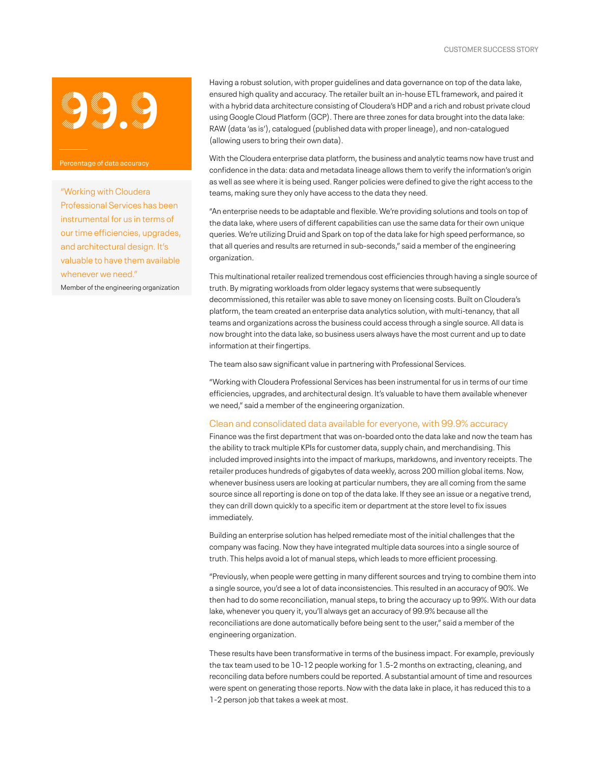**99.9**

Percentage of data accuracy

> "Working with Cloudera Professional Services has been instrumental for us in terms of our time efficiencies, upgrades, and architectural design. It's valuable to have them available whenever we need."
>
> Member of the engineering organization

Having a robust solution, with proper guidelines and data governance on top of the data lake, ensured high quality and accuracy. The retailer built an in-house ETL framework, and paired it with a hybrid data architecture consisting of Cloudera's HDP and a rich and robust private cloud using Google Cloud Platform (GCP). There are three zones for data brought into the data lake: RAW (data 'as is'), catalogued (published data with proper lineage), and non-catalogued (allowing users to bring their own data).

With the Cloudera enterprise data platform, the business and analytic teams now have trust and confidence in the data: data and metadata lineage allows them to verify the information's origin as well as see where it is being used. Ranger policies were defined to give the right access to the teams, making sure they only have access to the data they need.

"An enterprise needs to be adaptable and flexible. We're providing solutions and tools on top of the data lake, where users of different capabilities can use the same data for their own unique queries. We're utilizing Druid and Spark on top of the data lake for high speed performance, so that all queries and results are returned in sub-seconds," said a member of the engineering organization.

This multinational retailer realized tremendous cost efficiencies through having a single source of truth. By migrating workloads from older legacy systems that were subsequently decommissioned, this retailer was able to save money on licensing costs. Built on Cloudera's platform, the team created an enterprise data analytics solution, with multi-tenancy, that all teams and organizations across the business could access through a single source. All data is now brought into the data lake, so business users always have the most current and up to date information at their fingertips.

The team also saw significant value in partnering with Professional Services.

"Working with Cloudera Professional Services has been instrumental for us in terms of our time efficiencies, upgrades, and architectural design. It's valuable to have them available whenever we need," said a member of the engineering organization.

## Clean and consolidated data available for everyone, with 99.9% accuracy

Finance was the first department that was on-boarded onto the data lake and now the team has the ability to track multiple KPIs for customer data, supply chain, and merchandising. This included improved insights into the impact of markups, markdowns, and inventory receipts. The retailer produces hundreds of gigabytes of data weekly, across 200 million global items. Now, whenever business users are looking at particular numbers, they are all coming from the same source since all reporting is done on top of the data lake. If they see an issue or a negative trend, they can drill down quickly to a specific item or department at the store level to fix issues immediately.

Building an enterprise solution has helped remediate most of the initial challenges that the company was facing. Now they have integrated multiple data sources into a single source of truth. This helps avoid a lot of manual steps, which leads to more efficient processing.

"Previously, when people were getting in many different sources and trying to combine them into a single source, you'd see a lot of data inconsistencies. This resulted in an accuracy of 90%. We then had to do some reconciliation, manual steps, to bring the accuracy up to 99%. With our data lake, whenever you query it, you'll always get an accuracy of 99.9% because all the reconciliations are done automatically before being sent to the user," said a member of the engineering organization.

These results have been transformative in terms of the business impact. For example, previously the tax team used to be 10-12 people working for 1.5-2 months on extracting, cleaning, and reconciling data before numbers could be reported. A substantial amount of time and resources were spent on generating those reports. Now with the data lake in place, it has reduced this to a 1-2 person job that takes a week at most.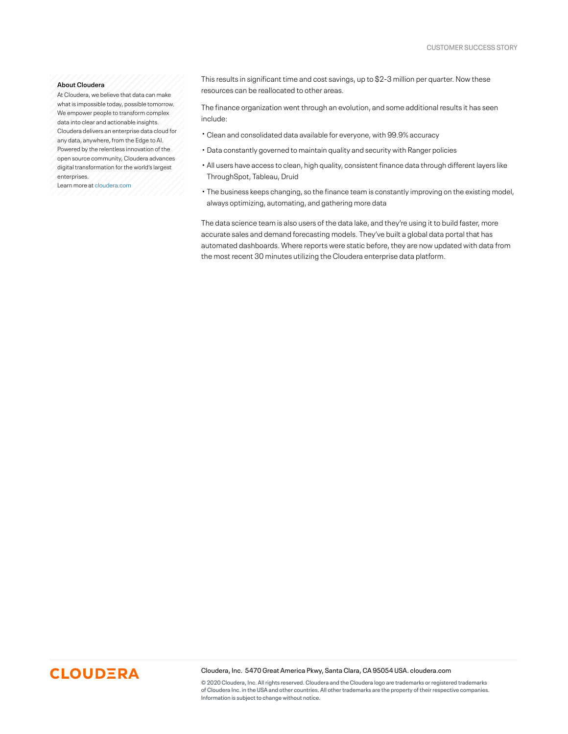This results in significant time and cost savings, up to $2-3 million per quarter. Now these resources can be reallocated to other areas.

The finance organization went through an evolution, and some additional results it has seen include:

- Clean and consolidated data available for everyone, with 99.9% accuracy
- Data constantly governed to maintain quality and security with Ranger policies
- All users have access to clean, high quality, consistent finance data through different layers like ThroughSpot, Tableau, Druid
- The business keeps changing, so the finance team is constantly improving on the existing model, always optimizing, automating, and gathering more data

The data science team is also users of the data lake, and they're using it to build faster, more accurate sales and demand forecasting models. They've built a global data portal that has automated dashboards. Where reports were static before, they are now updated with data from the most recent 30 minutes utilizing the Cloudera enterprise data platform.

**About Cloudera**

At Cloudera, we believe that data can make what is impossible today, possible tomorrow. We empower people to transform complex data into clear and actionable insights. Cloudera delivers an enterprise data cloud for any data, anywhere, from the Edge to AI. Powered by the relentless innovation of the open source community, Cloudera advances digital transformation for the world's largest enterprises.

Learn more at cloudera.com

CLOUDERA

Cloudera, Inc. 5470 Great America Pkwy, Santa Clara, CA 95054 USA. cloudera.com

© 2020 Cloudera, Inc. All rights reserved. Cloudera and the Cloudera logo are trademarks or registered trademarks of Cloudera Inc. in the USA and other countries. All other trademarks are the property of their respective companies. Information is subject to change without notice.